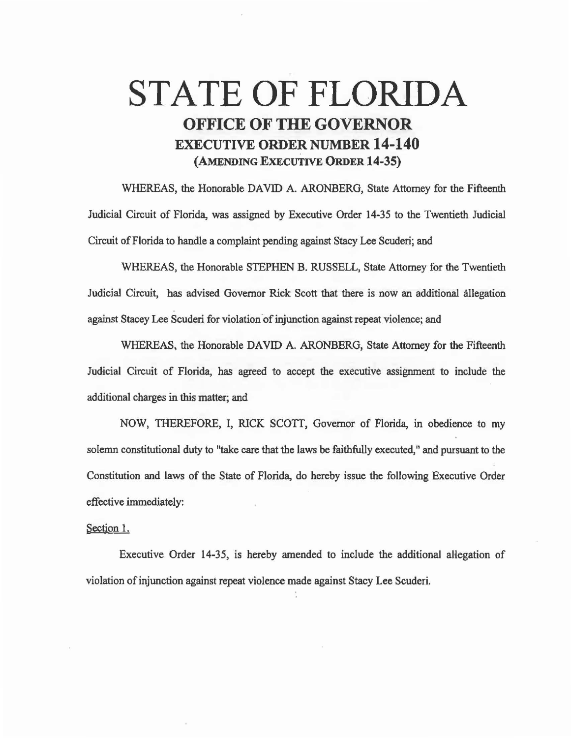# STATE OF FLORIDA

## OFFICE OF THE GOVERNOR

### EXECUTIVE ORDER NUMBER 14-140

### (AMENDING EXECUTIVE ORDER 14-35)

WHEREAS, the Honorable DAVID A. ARONBERG, State Attorney for the Fifteenth Judicial Circuit of Florida, was assigned by Executive Order 14-35 to the Twentieth Judicial Circuit of Florida to handle a complaint pending against Stacy Lee Scuderi; and

WHEREAS, the Honorable STEPHEN B. RUSSELL, State Attorney for the Twentieth Judicial Circuit, has advised Governor Rick Scott that there is now an additional allegation against Stacey Lee Scuderi for violation of injunction against repeat violence; and

WHEREAS, the Honorable DAVID A. ARONBERG, State Attorney for the Fifteenth Judicial Circuit of Florida, has agreed to accept the executive assignment to include the additional charges in this matter; and

NOW, THEREFORE, I, RICK SCOTT, Governor of Florida, in obedience to my solemn constitutional duty to "take care that the laws be faithfully executed," and pursuant to the Constitution and laws of the State of Florida, do hereby issue the following Executive Order effective immediately:

Section 1.

Executive Order 14-35, is hereby amended to include the additional allegation of violation of injunction against repeat violence made against Stacy Lee Scuderi.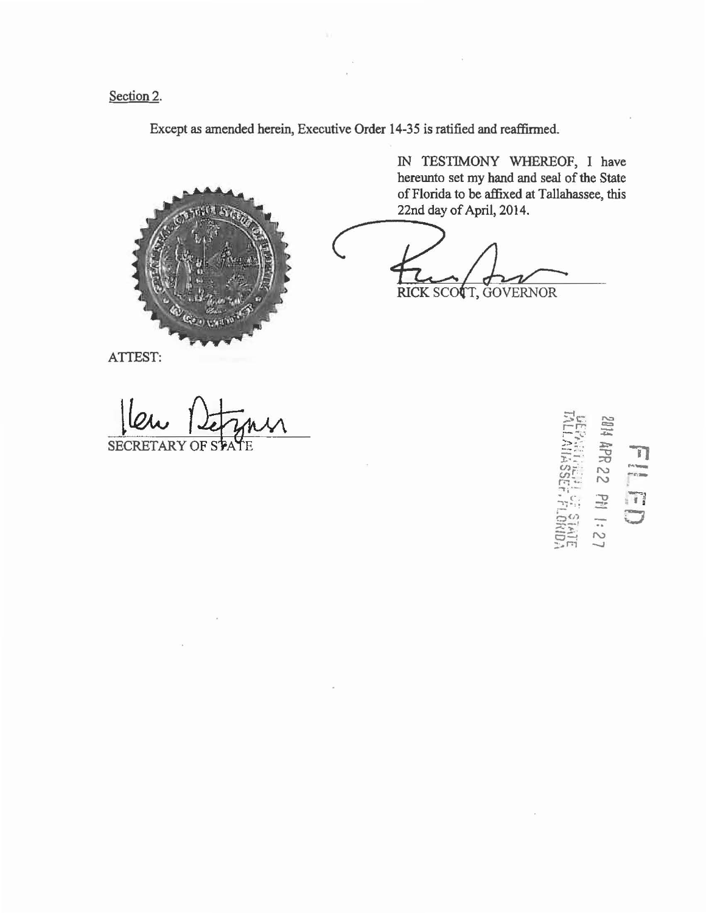Section 2.

Except as amended herein, Executive Order 14-35 is ratified and reaffirmed.

IN TESTIMONY WHEREOF, I have hereunto set my hand and seal of the State of Florida to be affixed at Tallahassee, this 22nd day of April, 2014.

RICK SCOTT, GOVERNOR

ATTEST:

SECRETARY OF STATE

FILED

2014 APR 22 PM 1:27

DEPARTMENT OF STATE
TALLAHASSEE, FLORIDA